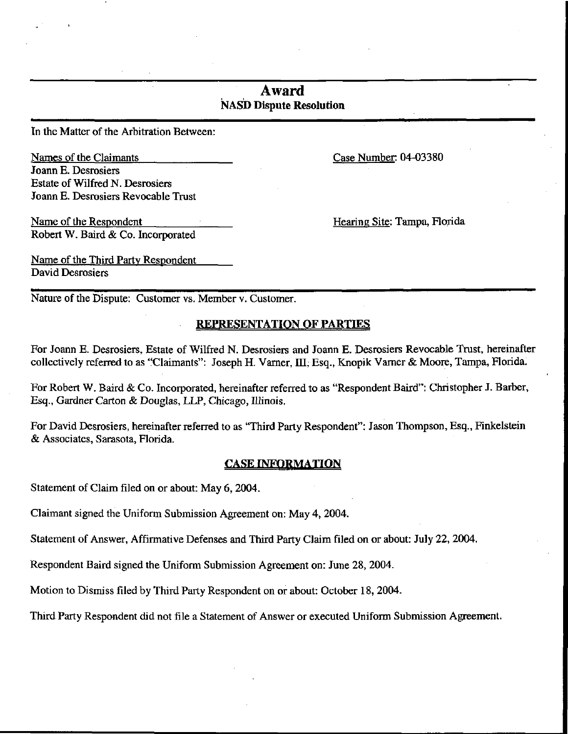# Award
## NASD Dispute Resolution

In the Matter of the Arbitration Between:

Names of the Claimants
Joann E. Desrosiers
Estate of Wilfred N. Desrosiers
Joann E. Desrosiers Revocable Trust

Case Number: 04-03380

Name of the Respondent
Robert W. Baird & Co. Incorporated

Hearing Site: Tampa, Florida

Name of the Third Party Respondent
David Desrosiers

Nature of the Dispute: Customer vs. Member v. Customer.

## REPRESENTATION OF PARTIES

For Joann E. Desrosiers, Estate of Wilfred N. Desrosiers and Joann E. Desrosiers Revocable Trust, hereinafter collectively referred to as "Claimants": Joseph H. Varner, III, Esq., Knopik Varner & Moore, Tampa, Florida.

For Robert W. Baird & Co. Incorporated, hereinafter referred to as "Respondent Baird": Christopher J. Barber, Esq., Gardner Carton & Douglas, LLP, Chicago, Illinois.

For David Desrosiers, hereinafter referred to as "Third Party Respondent": Jason Thompson, Esq., Finkelstein & Associates, Sarasota, Florida.

## CASE INFORMATION

Statement of Claim filed on or about: May 6, 2004.

Claimant signed the Uniform Submission Agreement on: May 4, 2004.

Statement of Answer, Affirmative Defenses and Third Party Claim filed on or about: July 22, 2004.

Respondent Baird signed the Uniform Submission Agreement on: June 28, 2004.

Motion to Dismiss filed by Third Party Respondent on or about: October 18, 2004.

Third Party Respondent did not file a Statement of Answer or executed Uniform Submission Agreement.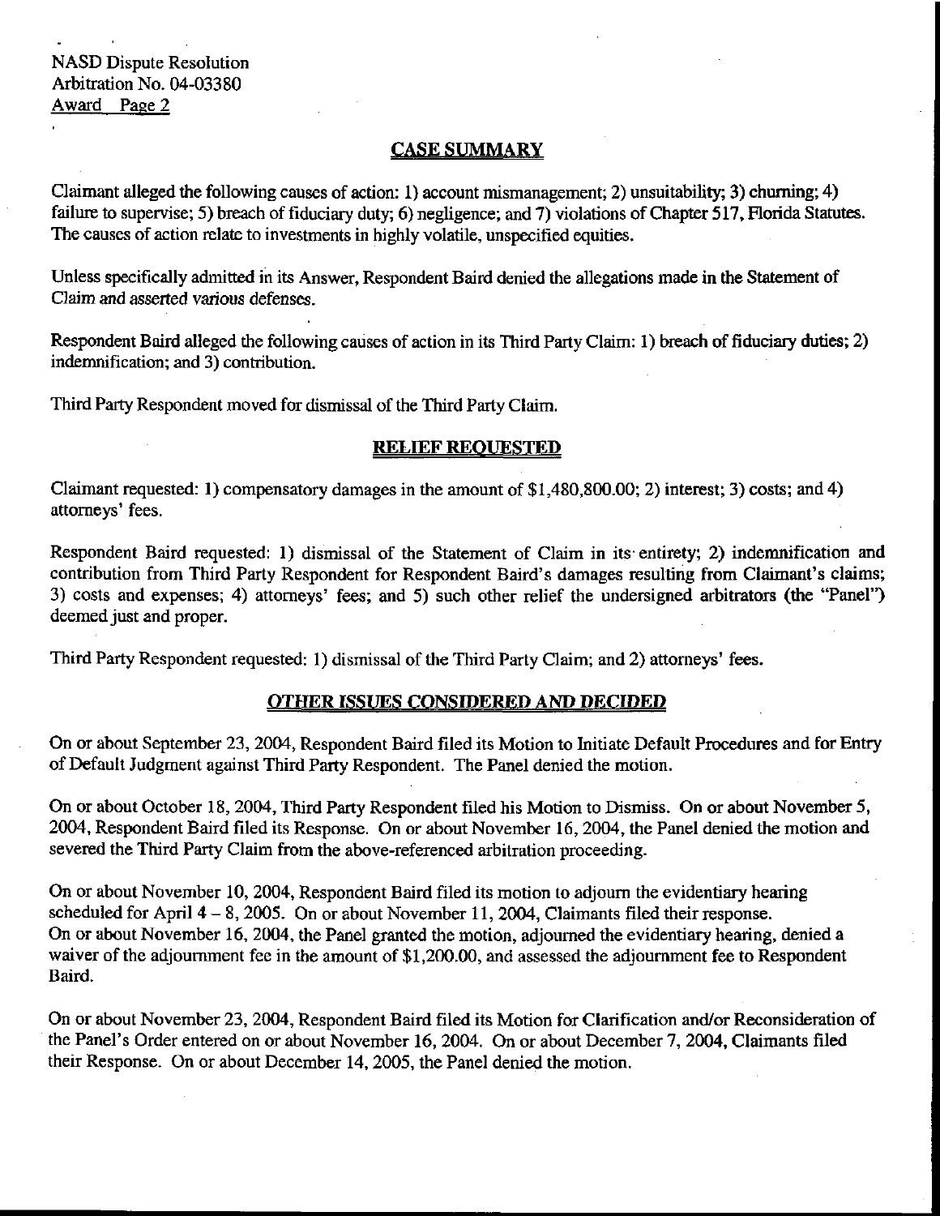## CASE SUMMARY

Claimant alleged the following causes of action: 1) account mismanagement; 2) unsuitability; 3) churning; 4) failure to supervise; 5) breach of fiduciary duty; 6) negligence; and 7) violations of Chapter 517, Florida Statutes. The causes of action relate to investments in highly volatile, unspecified equities.

Unless specifically admitted in its Answer, Respondent Baird denied the allegations made in the Statement of Claim and asserted various defenses.

Respondent Baird alleged the following causes of action in its Third Party Claim: 1) breach of fiduciary duties; 2) indemnification; and 3) contribution.

Third Party Respondent moved for dismissal of the Third Party Claim.

## RELIEF REQUESTED

Claimant requested: 1) compensatory damages in the amount of $1,480,800.00; 2) interest; 3) costs; and 4) attorneys' fees.

Respondent Baird requested: 1) dismissal of the Statement of Claim in its entirety; 2) indemnification and contribution from Third Party Respondent for Respondent Baird's damages resulting from Claimant's claims; 3) costs and expenses; 4) attorneys' fees; and 5) such other relief the undersigned arbitrators (the "Panel") deemed just and proper.

Third Party Respondent requested: 1) dismissal of the Third Party Claim; and 2) attorneys' fees.

## *OTHER ISSUES CONSIDERED AND DECIDED*

On or about September 23, 2004, Respondent Baird filed its Motion to Initiate Default Procedures and for Entry of Default Judgment against Third Party Respondent. The Panel denied the motion.

On or about October 18, 2004, Third Party Respondent filed his Motion to Dismiss. On or about November 5, 2004, Respondent Baird filed its Response. On or about November 16, 2004, the Panel denied the motion and severed the Third Party Claim from the above-referenced arbitration proceeding.

On or about November 10, 2004, Respondent Baird filed its motion to adjourn the evidentiary hearing scheduled for April 4 – 8, 2005. On or about November 11, 2004, Claimants filed their response. On or about November 16, 2004, the Panel granted the motion, adjourned the evidentiary hearing, denied a waiver of the adjournment fee in the amount of $1,200.00, and assessed the adjournment fee to Respondent Baird.

On or about November 23, 2004, Respondent Baird filed its Motion for Clarification and/or Reconsideration of the Panel's Order entered on or about November 16, 2004. On or about December 7, 2004, Claimants filed their Response. On or about December 14, 2005, the Panel denied the motion.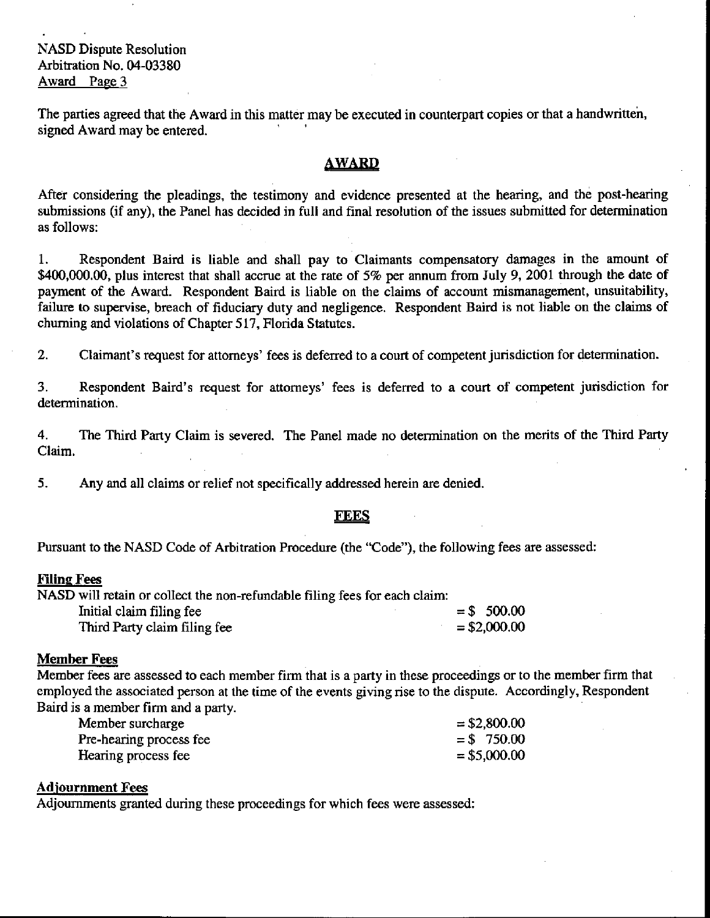The parties agreed that the Award in this matter may be executed in counterpart copies or that a handwritten, signed Award may be entered.

## AWARD

After considering the pleadings, the testimony and evidence presented at the hearing, and the post-hearing submissions (if any), the Panel has decided in full and final resolution of the issues submitted for determination as follows:

1. Respondent Baird is liable and shall pay to Claimants compensatory damages in the amount of $400,000.00, plus interest that shall accrue at the rate of 5% per annum from July 9, 2001 through the date of payment of the Award. Respondent Baird is liable on the claims of account mismanagement, unsuitability, failure to supervise, breach of fiduciary duty and negligence. Respondent Baird is not liable on the claims of churning and violations of Chapter 517, Florida Statutes.

2. Claimant's request for attorneys' fees is deferred to a court of competent jurisdiction for determination.

3. Respondent Baird's request for attorneys' fees is deferred to a court of competent jurisdiction for determination.

4. The Third Party Claim is severed. The Panel made no determination on the merits of the Third Party Claim.

5. Any and all claims or relief not specifically addressed herein are denied.

## FEES

Pursuant to the NASD Code of Arbitration Procedure (the "Code"), the following fees are assessed:

**Filing Fees**

NASD will retain or collect the non-refundable filing fees for each claim:

| | |
|---|---|
| Initial claim filing fee | = $ 500.00 |
| Third Party claim filing fee | = $2,000.00 |

**Member Fees**

Member fees are assessed to each member firm that is a party in these proceedings or to the member firm that employed the associated person at the time of the events giving rise to the dispute. Accordingly, Respondent Baird is a member firm and a party.

| | |
|---|---|
| Member surcharge | = $2,800.00 |
| Pre-hearing process fee | = $ 750.00 |
| Hearing process fee | = $5,000.00 |

**Adjournment Fees**

Adjournments granted during these proceedings for which fees were assessed: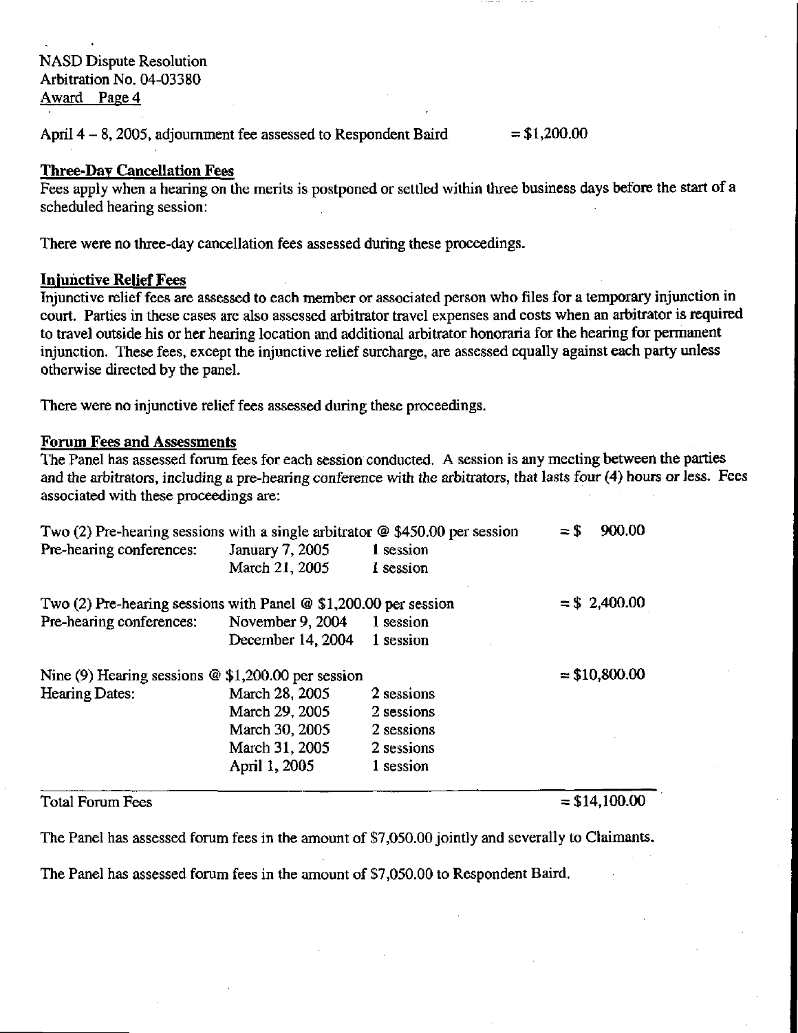NASD Dispute Resolution
Arbitration No. 04-03380
Award Page 4

April 4 – 8, 2005, adjournment fee assessed to Respondent Baird = $1,200.00

**Three-Day Cancellation Fees**

Fees apply when a hearing on the merits is postponed or settled within three business days before the start of a scheduled hearing session:

There were no three-day cancellation fees assessed during these proceedings.

**Injunctive Relief Fees**

Injunctive relief fees are assessed to each member or associated person who files for a temporary injunction in court. Parties in these cases are also assessed arbitrator travel expenses and costs when an arbitrator is required to travel outside his or her hearing location and additional arbitrator honoraria for the hearing for permanent injunction. These fees, except the injunctive relief surcharge, are assessed equally against each party unless otherwise directed by the panel.

There were no injunctive relief fees assessed during these proceedings.

**Forum Fees and Assessments**

The Panel has assessed forum fees for each session conducted. A session is any meeting between the parties and the arbitrators, including a pre-hearing conference with the arbitrators, that lasts four (4) hours or less. Fees associated with these proceedings are:

| | | | |
|---|---|---|---|
| Two (2) Pre-hearing sessions with a single arbitrator @ $450.00 per session | | | = $ 900.00 |
| Pre-hearing conferences: | January 7, 2005 | 1 session | |
| | March 21, 2005 | 1 session | |
| Two (2) Pre-hearing sessions with Panel @ $1,200.00 per session | | | = $ 2,400.00 |
| Pre-hearing conferences: | November 9, 2004 | 1 session | |
| | December 14, 2004 | 1 session | |
| Nine (9) Hearing sessions @ $1,200.00 per session | | | = $10,800.00 |
| Hearing Dates: | March 28, 2005 | 2 sessions | |
| | March 29, 2005 | 2 sessions | |
| | March 30, 2005 | 2 sessions | |
| | March 31, 2005 | 2 sessions | |
| | April 1, 2005 | 1 session | |
| Total Forum Fees | | | = $14,100.00 |

The Panel has assessed forum fees in the amount of $7,050.00 jointly and severally to Claimants.

The Panel has assessed forum fees in the amount of $7,050.00 to Respondent Baird.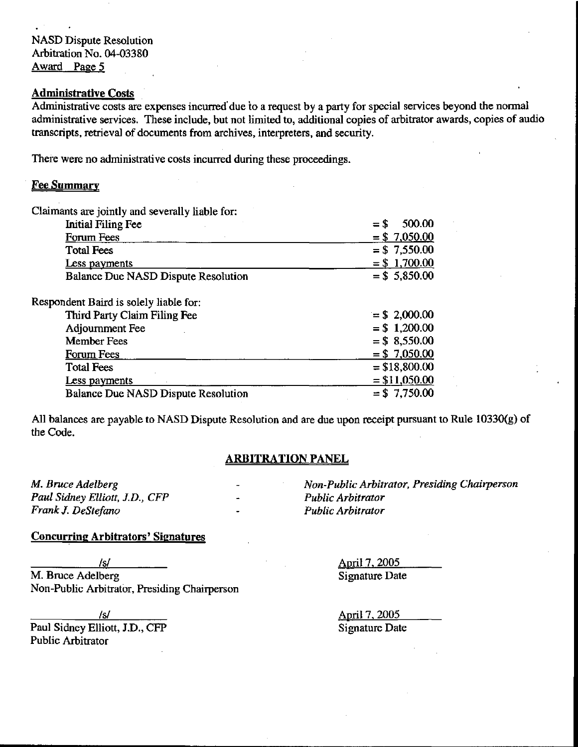### Administrative Costs

Administrative costs are expenses incurred due to a request by a party for special services beyond the normal administrative services. These include, but not limited to, additional copies of arbitrator awards, copies of audio transcripts, retrieval of documents from archives, interpreters, and security.

There were no administrative costs incurred during these proceedings.

### Fee Summary

Claimants are jointly and severally liable for:

| | |
|---|---|
| Initial Filing Fee | = $ 500.00 |
| Forum Fees | = $ 7,050.00 |
| Total Fees | = $ 7,550.00 |
| Less payments | = $ 1,700.00 |
| Balance Due NASD Dispute Resolution | = $ 5,850.00 |

Respondent Baird is solely liable for:

| | |
|---|---|
| Third Party Claim Filing Fee | = $ 2,000.00 |
| Adjournment Fee | = $ 1,200.00 |
| Member Fees | = $ 8,550.00 |
| Forum Fees | = $ 7,050.00 |
| Total Fees | = $18,800.00 |
| Less payments | = $11,050.00 |
| Balance Due NASD Dispute Resolution | = $ 7,750.00 |

All balances are payable to NASD Dispute Resolution and are due upon receipt pursuant to Rule 10330(g) of the Code.

## ARBITRATION PANEL

*M. Bruce Adelberg* - *Non-Public Arbitrator, Presiding Chairperson*
*Paul Sidney Elliott, J.D., CFP* - *Public Arbitrator*
*Frank J. DeStefano* - *Public Arbitrator*

### Concurring Arbitrators' Signatures

/s/
M. Bruce Adelberg
Non-Public Arbitrator, Presiding Chairperson

April 7, 2005
Signature Date

/s/
Paul Sidney Elliott, J.D., CFP
Public Arbitrator

April 7, 2005
Signature Date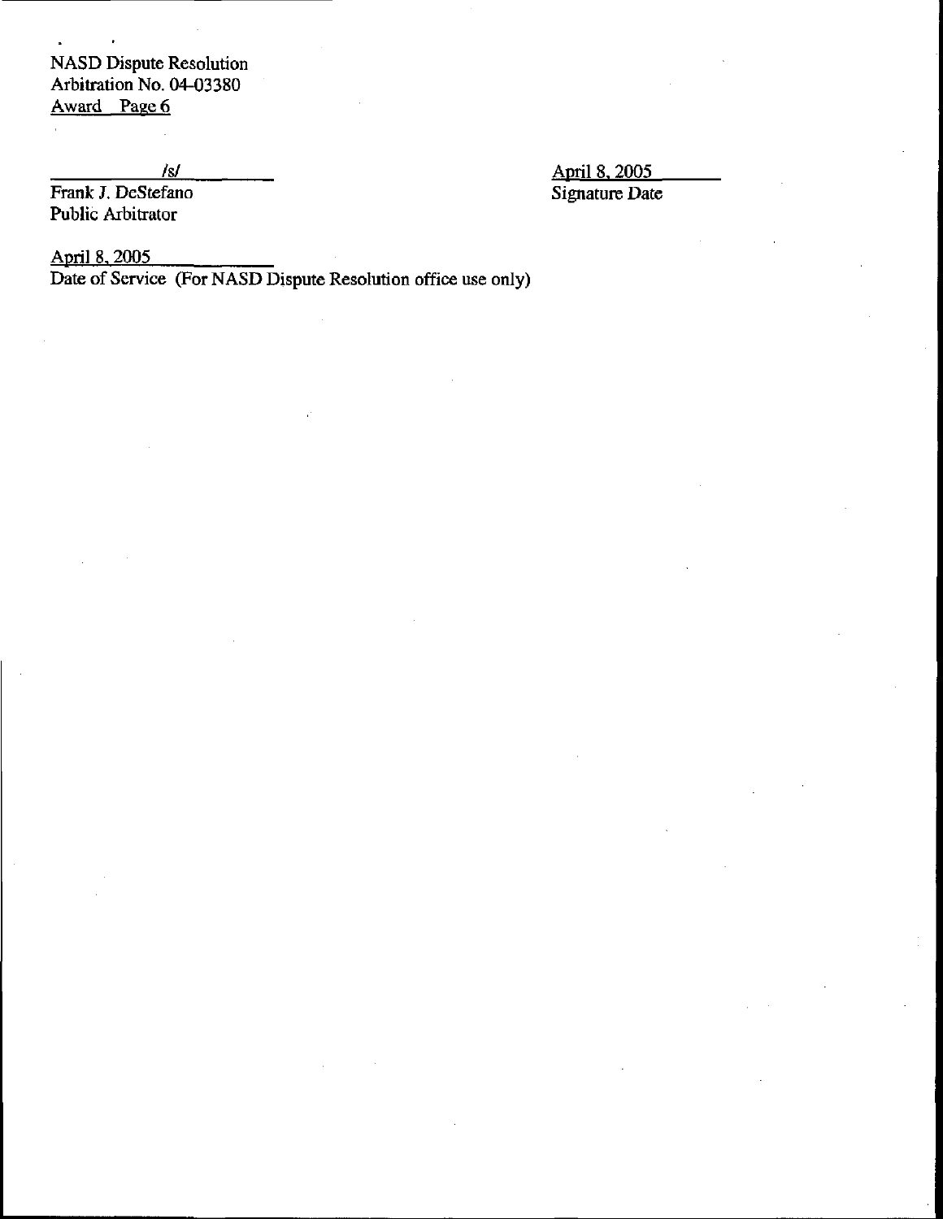/s/ 
Frank J. DeStefano 
Public Arbitrator

April 8, 2005 
Signature Date

April 8, 2005 
Date of Service (For NASD Dispute Resolution office use only)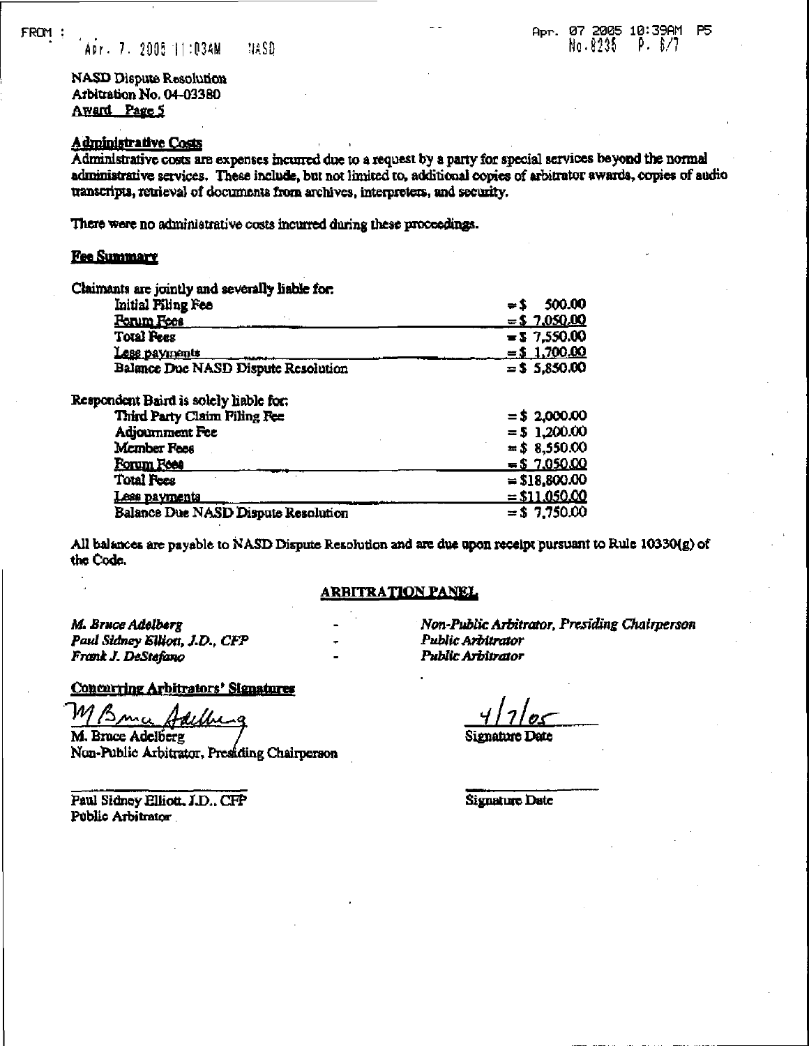NASD Dispute Resolution
Arbitration No. 04-03380
Award Page 5

**Administrative Costs**

Administrative costs are expenses incurred due to a request by a party for special services beyond the normal administrative services. These include, but not limited to, additional copies of arbitrator awards, copies of audio transcripts, retrieval of documents from archives, interpreters, and security.

There were no administrative costs incurred during these proceedings.

**Fee Summary**

Claimants are jointly and severally liable for:

| | |
|---|---|
| Initial Filing Fee | = $ 500.00 |
| Forum Fees | = $ 7,050.00 |
| Total Fees | = $ 7,550.00 |
| Less payments | = $ 1,700.00 |
| Balance Due NASD Dispute Resolution | = $ 5,850.00 |

Respondent Baird is solely liable for:

| | |
|---|---|
| Third Party Claim Filing Fee | = $ 2,000.00 |
| Adjournment Fee | = $ 1,200.00 |
| Member Fees | = $ 8,550.00 |
| Forum Fees | = $ 7,050.00 |
| Total Fees | = $18,800.00 |
| Less payments | = $11,050.00 |
| Balance Due NASD Dispute Resolution | = $ 7,750.00 |

All balances are payable to NASD Dispute Resolution and are due upon receipt pursuant to Rule 10330(g) of the Code.

**ARBITRATION PANEL**

*M. Bruce Adelberg* - *Non-Public Arbitrator, Presiding Chairperson*
*Paul Sidney Elliott, J.D., CFP* - *Public Arbitrator*
*Frank J. DeStefano* - *Public Arbitrator*

**Concurring Arbitrators' Signatures**

M Bruce Adelberg (signature)
M. Bruce Adelberg
Non-Public Arbitrator, Presiding Chairperson

4/7/05
Signature Date

Paul Sidney Elliott, J.D., CFP
Public Arbitrator

Signature Date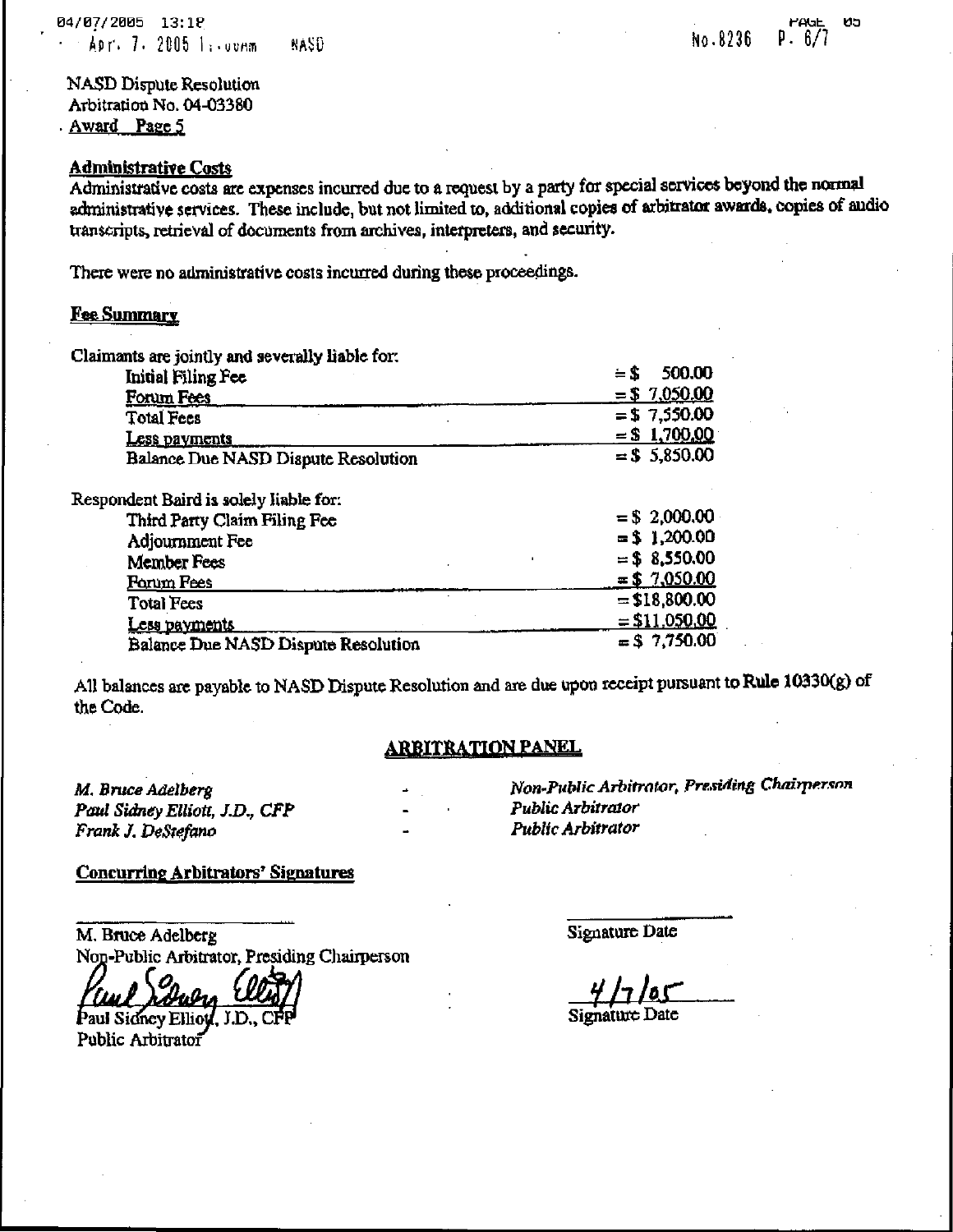NASD Dispute Resolution
Arbitration No. 04-03380
Award Page 5

**Administrative Costs**

Administrative costs are expenses incurred due to a request by a party for special services beyond the normal administrative services. These include, but not limited to, additional copies of arbitrator awards, copies of audio transcripts, retrieval of documents from archives, interpreters, and security.

There were no administrative costs incurred during these proceedings.

**Fee Summary**

Claimants are jointly and severally liable for:

| | |
|---|---|
| Initial Filing Fee | = $ 500.00 |
| Forum Fees | = $ 7,050.00 |
| Total Fees | = $ 7,550.00 |
| Less payments | = $ 1,700.00 |
| Balance Due NASD Dispute Resolution | = $ 5,850.00 |

Respondent Baird is solely liable for:

| | |
|---|---|
| Third Party Claim Filing Fee | = $ 2,000.00 |
| Adjournment Fee | = $ 1,200.00 |
| Member Fees | = $ 8,550.00 |
| Forum Fees | = $ 7,050.00 |
| Total Fees | = $18,800.00 |
| Less payments | = $11,050.00 |
| Balance Due NASD Dispute Resolution | = $ 7,750.00 |

All balances are payable to NASD Dispute Resolution and are due upon receipt pursuant to Rule 10330(g) of the Code.

**ARBITRATION PANEL**

| | | |
|---|---|---|
| *M. Bruce Adelberg* | - | *Non-Public Arbitrator, Presiding Chairperson* |
| *Paul Sidney Elliott, J.D., CFP* | - | *Public Arbitrator* |
| *Frank J. DeStefano* | - | *Public Arbitrator* |

**Concurring Arbitrators' Signatures**

_______________________
M. Bruce Adelberg
Non-Public Arbitrator, Presiding Chairperson

_______________________
Signature Date

Paul Sidney Elliott
Paul Sidney Elliott, J.D., CFP
Public Arbitrator

4/7/05
Signature Date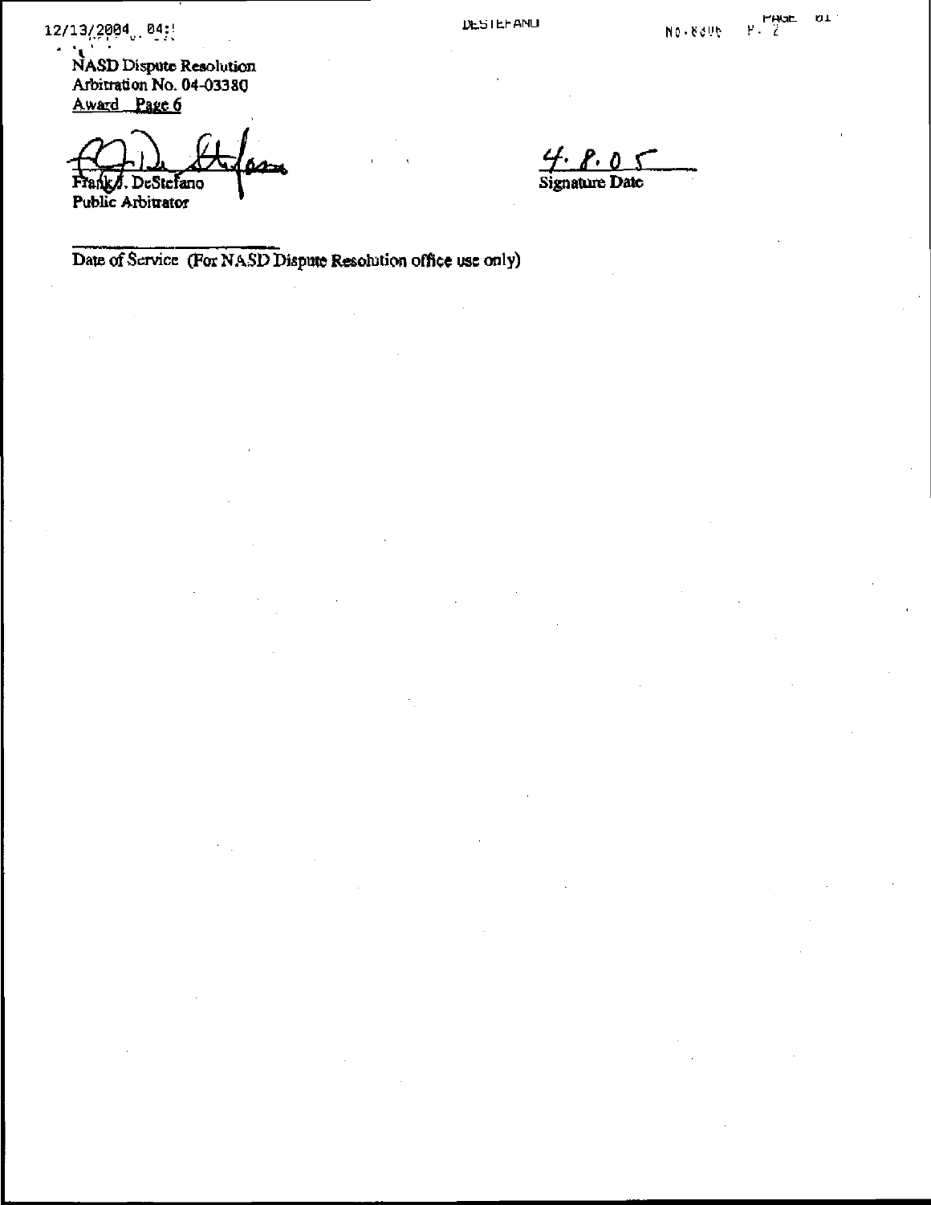NASD Dispute Resolution
Arbitration No. 04-03380
Award Page 6

Frank J. DeStefano
Public Arbitrator

4.8.05
Signature Date

Date of Service (For NASD Dispute Resolution office use only)